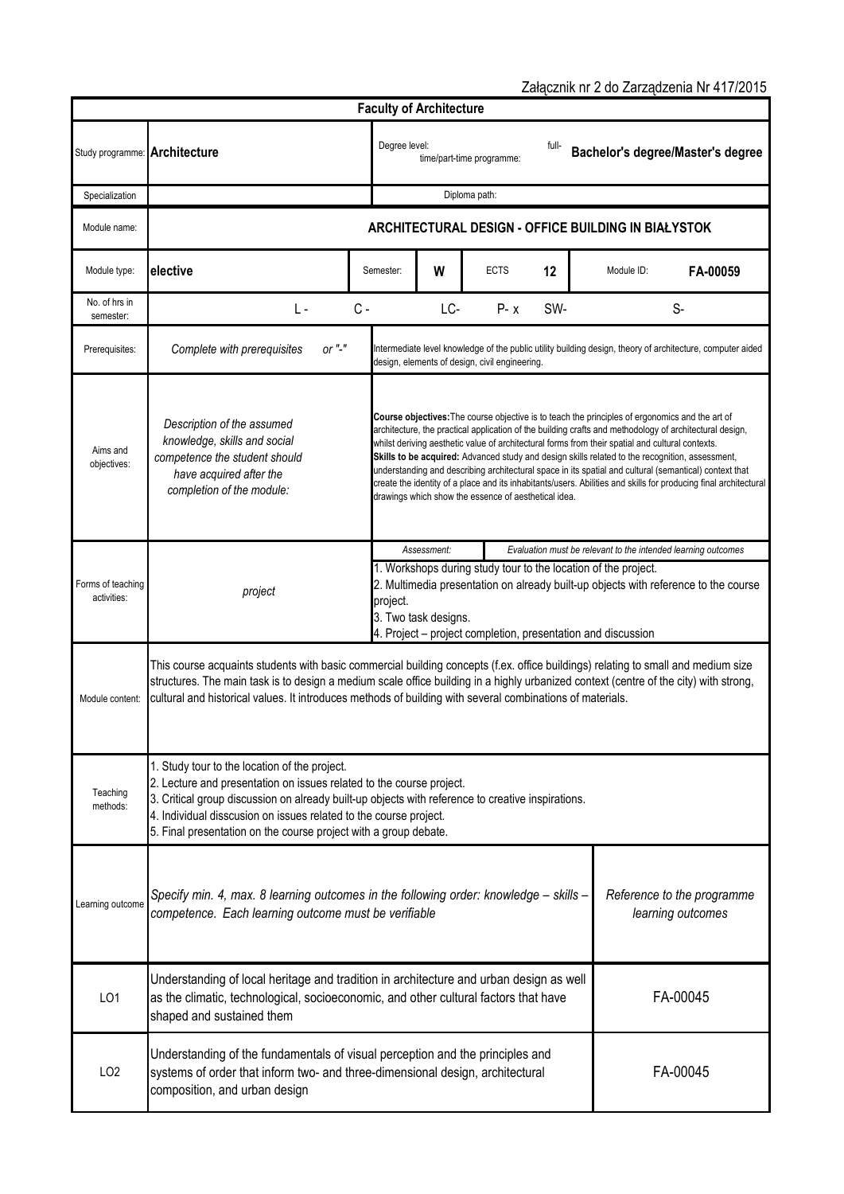Załącznik nr 2 do Zarządzenia Nr 417/2015

| Faculty of Architecture | | | | | | | |
|---|---|---|---|---|---|---|---|
| Study programme: | **Architecture** | Degree level: | | full-time/part-time programme: | | **Bachelor's degree/Master's degree** | |
| Specialization | | Diploma path: | | | | | |
| Module name: | **ARCHITECTURAL DESIGN - OFFICE BUILDING IN BIAŁYSTOK** | | | | | | |
| Module type: | **elective** | Semester: | **W** | ECTS | **12** | Module ID: | **FA-00059** |
| No. of hrs in semester: | L - C - | LC- | | P- x | SW- | S- | |
| Prerequisites: | *Complete with prerequisites or "-"* | Intermediate level knowledge of the public utility building design, theory of architecture, computer aided design, elements of design, civil engineering. | | | | | |
| Aims and objectives: | *Description of the assumed knowledge, skills and social competence the student should have acquired after the completion of the module:* | **Course objectives:** The course objective is to teach the principles of ergonomics and the art of architecture, the practical application of the building crafts and methodology of architectural design, whilst deriving aesthetic value of architectural forms from their spatial and cultural contexts. **Skills to be acquired:** Advanced study and design skills related to the recognition, assessment, understanding and describing architectural space in its spatial and cultural (semantical) context that create the identity of a place and its inhabitants/users. Abilities and skills for producing final architectural drawings which show the essence of aesthetical idea. | | | | | |
| Forms of teaching activities: | *project* | *Assessment:* *Evaluation must be relevant to the intended learning outcomes* 1. Workshops during study tour to the location of the project. 2. Multimedia presentation on already built-up objects with reference to the course project. 3. Two task designs. 4. Project – project completion, presentation and discussion | | | | | |
| Module content: | This course acquaints students with basic commercial building concepts (f.ex. office buildings) relating to small and medium size structures. The main task is to design a medium scale office building in a highly urbanized context (centre of the city) with strong, cultural and historical values. It introduces methods of building with several combinations of materials. | | | | | | |
| Teaching methods: | 1. Study tour to the location of the project. 2. Lecture and presentation on issues related to the course project. 3. Critical group discussion on already built-up objects with reference to creative inspirations. 4. Individual disscusion on issues related to the course project. 5. Final presentation on the course project with a group debate. | | | | | | |
| Learning outcome | *Specify min. 4, max. 8 learning outcomes in the following order: knowledge – skills – competence. Each learning outcome must be verifiable* | | | | | *Reference to the programme learning outcomes* | |
| LO1 | Understanding of local heritage and tradition in architecture and urban design as well as the climatic, technological, socioeconomic, and other cultural factors that have shaped and sustained them | | | | | FA-00045 | |
| LO2 | Understanding of the fundamentals of visual perception and the principles and systems of order that inform two- and three-dimensional design, architectural composition, and urban design | | | | | FA-00045 | |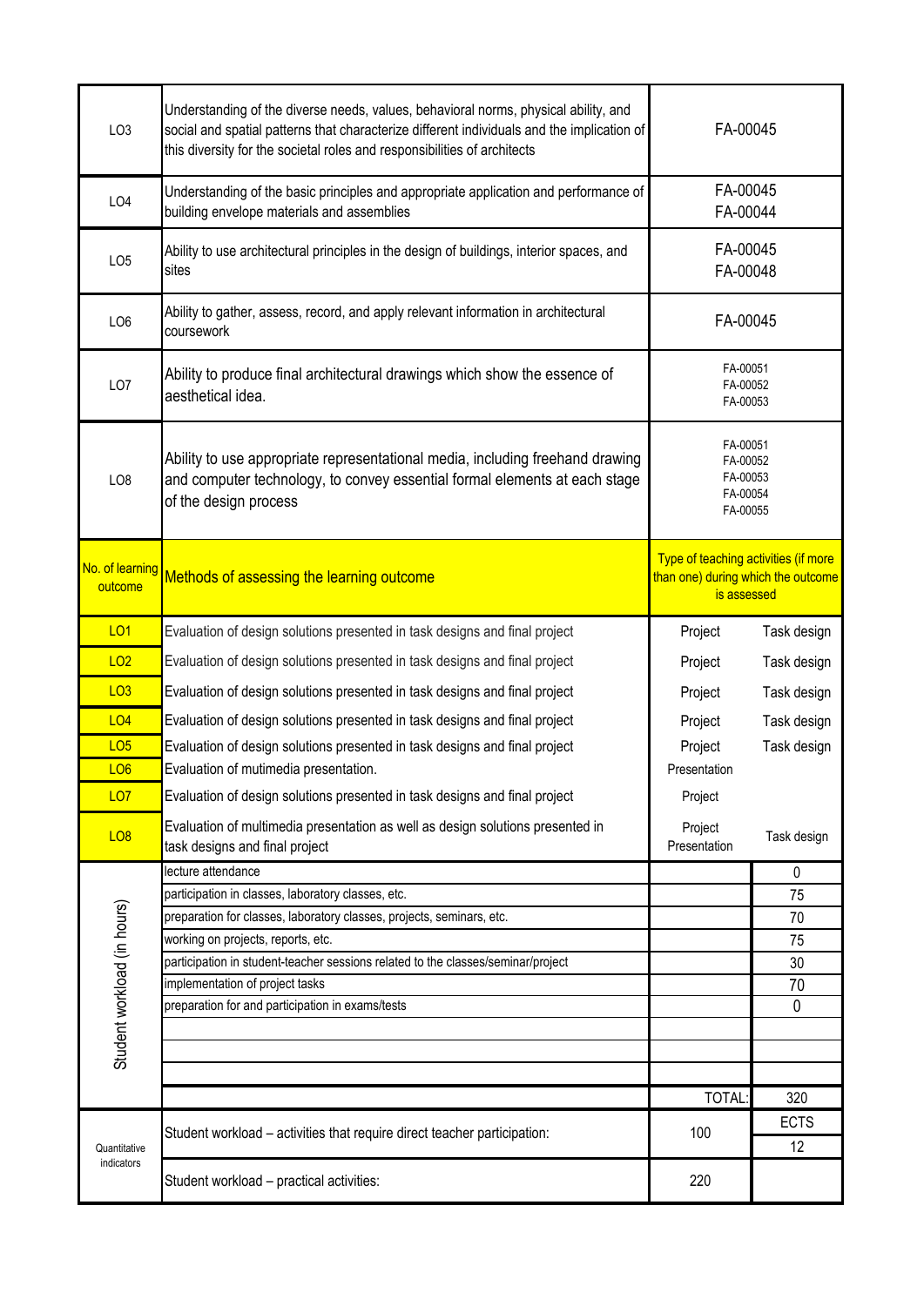| | | |
|---|---|---|
| LO3 | Understanding of the diverse needs, values, behavioral norms, physical ability, and social and spatial patterns that characterize different individuals and the implication of this diversity for the societal roles and responsibilities of architects | FA-00045 |
| LO4 | Understanding of the basic principles and appropriate application and performance of building envelope materials and assemblies | FA-00045<br>FA-00044 |
| LO5 | Ability to use architectural principles in the design of buildings, interior spaces, and sites | FA-00045<br>FA-00048 |
| LO6 | Ability to gather, assess, record, and apply relevant information in architectural coursework | FA-00045 |
| LO7 | Ability to produce final architectural drawings which show the essence of aesthetical idea. | FA-00051<br>FA-00052<br>FA-00053 |
| LO8 | Ability to use appropriate representational media, including freehand drawing and computer technology, to convey essential formal elements at each stage of the design process | FA-00051<br>FA-00052<br>FA-00053<br>FA-00054<br>FA-00055 |

| No. of learning outcome | Methods of assessing the learning outcome | Type of teaching activities (if more than one) during which the outcome is assessed | |
|---|---|---|---|
| LO1 | Evaluation of design solutions presented in task designs and final project | Project | Task design |
| LO2 | Evaluation of design solutions presented in task designs and final project | Project | Task design |
| LO3 | Evaluation of design solutions presented in task designs and final project | Project | Task design |
| LO4 | Evaluation of design solutions presented in task designs and final project | Project | Task design |
| LO5 | Evaluation of design solutions presented in task designs and final project | Project | Task design |
| LO6 | Evaluation of mutimedia presentation. | Presentation | |
| LO7 | Evaluation of design solutions presented in task designs and final project | Project | |
| LO8 | Evaluation of multimedia presentation as well as design solutions presented in task designs and final project | Project<br>Presentation | Task design |

| | | | |
|---|---|---|---|
| Student workload (in hours) | lecture attendance | | 0 |
| | participation in classes, laboratory classes, etc. | | 75 |
| | preparation for classes, laboratory classes, projects, seminars, etc. | | 70 |
| | working on projects, reports, etc. | | 75 |
| | participation in student-teacher sessions related to the classes/seminar/project | | 30 |
| | implementation of project tasks | | 70 |
| | preparation for and participation in exams/tests | | 0 |
| | | | |
| | | | |
| | | | |
| | | TOTAL: | 320 |
| Quantitative indicators | Student workload – activities that require direct teacher participation: | 100 | ECTS |
| | | | 12 |
| | Student workload – practical activities: | 220 | |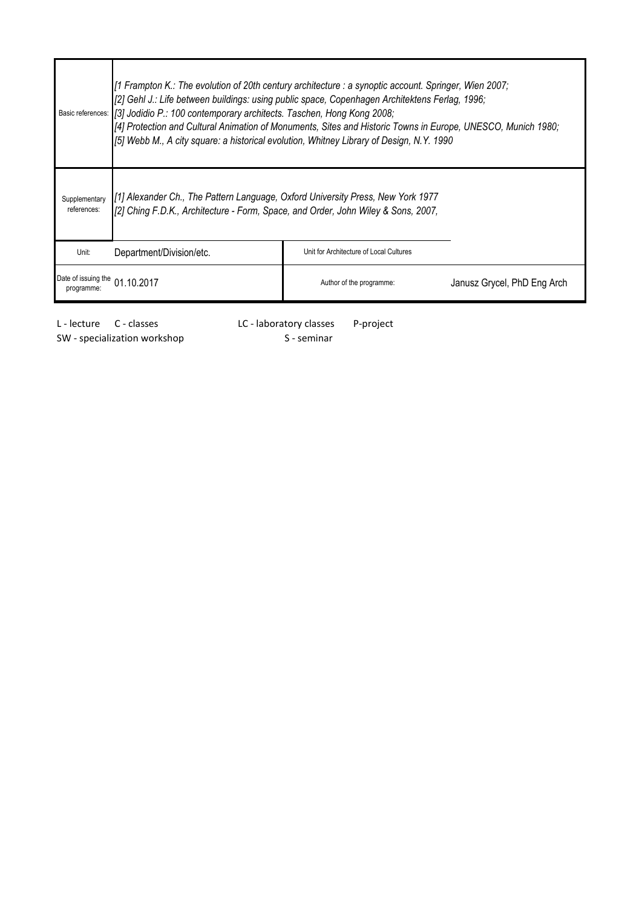| | | | |
|---|---|---|---|
| Basic references: | *[1 Frampton K.: The evolution of 20th century architecture : a synoptic account. Springer, Wien 2007;*<br>*[2] Gehl J.: Life between buildings: using public space, Copenhagen Architektens Ferlag, 1996;*<br>*[3] Jodidio P.: 100 contemporary architects. Taschen, Hong Kong 2008;*<br>*[4] Protection and Cultural Animation of Monuments, Sites and Historic Towns in Europe, UNESCO, Munich 1980;*<br>*[5] Webb M., A city square: a historical evolution, Whitney Library of Design, N.Y. 1990* | | |
| Supplementary references: | *[1] Alexander Ch., The Pattern Language, Oxford University Press, New York 1977*<br>*[2] Ching F.D.K., Architecture - Form, Space, and Order, John Wiley & Sons, 2007,* | | |
| Unit: | Department/Division/etc. | Unit for Architecture of Local Cultures | |
| Date of issuing the programme: | 01.10.2017 | Author of the programme: | Janusz Grycel, PhD Eng Arch |

L - lecture C - classes LC - laboratory classes P-project
SW - specialization workshop S - seminar